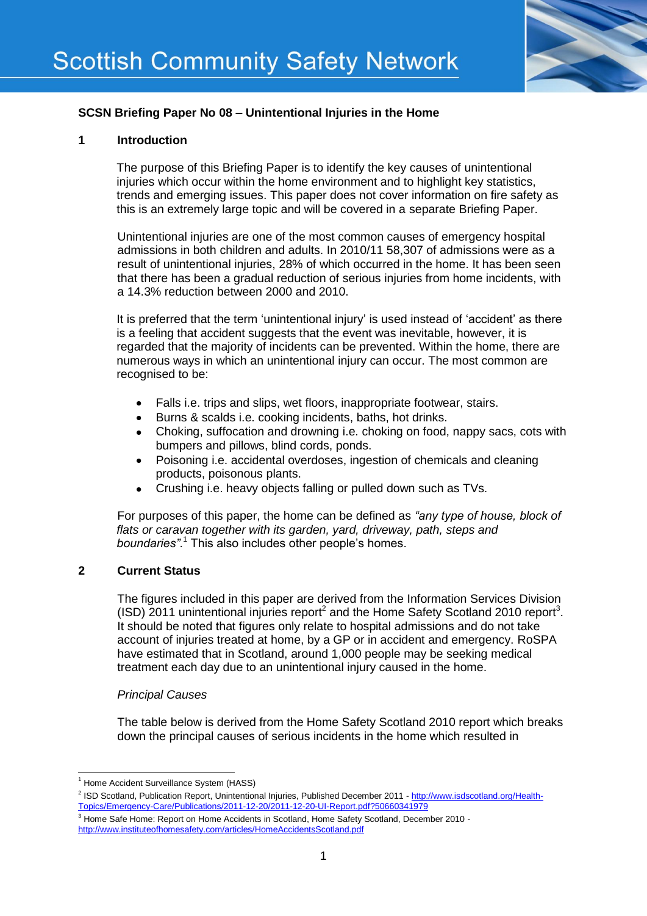# Scottish Community Safety Network

## SCSN Briefing Paper No 08 – Unintentional Injuries in the Home

### 1 Introduction

The purpose of this Briefing Paper is to identify the key causes of unintentional injuries which occur within the home environment and to highlight key statistics, trends and emerging issues. This paper does not cover information on fire safety as this is an extremely large topic and will be covered in a separate Briefing Paper.

Unintentional injuries are one of the most common causes of emergency hospital admissions in both children and adults. In 2010/11 58,307 of admissions were as a result of unintentional injuries, 28% of which occurred in the home. It has been seen that there has been a gradual reduction of serious injuries from home incidents, with a 14.3% reduction between 2000 and 2010.

It is preferred that the term 'unintentional injury' is used instead of 'accident' as there is a feeling that accident suggests that the event was inevitable, however, it is regarded that the majority of incidents can be prevented. Within the home, there are numerous ways in which an unintentional injury can occur. The most common are recognised to be:

- Falls i.e. trips and slips, wet floors, inappropriate footwear, stairs.
- Burns & scalds i.e. cooking incidents, baths, hot drinks.
- Choking, suffocation and drowning i.e. choking on food, nappy sacs, cots with bumpers and pillows, blind cords, ponds.
- Poisoning i.e. accidental overdoses, ingestion of chemicals and cleaning products, poisonous plants.
- Crushing i.e. heavy objects falling or pulled down such as TVs.

For purposes of this paper, the home can be defined as *"any type of house, block of flats or caravan together with its garden, yard, driveway, path, steps and boundaries"*.[1] This also includes other people's homes.

### 2 Current Status

The figures included in this paper are derived from the Information Services Division (ISD) 2011 unintentional injuries report[2] and the Home Safety Scotland 2010 report[3]. It should be noted that figures only relate to hospital admissions and do not take account of injuries treated at home, by a GP or in accident and emergency. RoSPA have estimated that in Scotland, around 1,000 people may be seeking medical treatment each day due to an unintentional injury caused in the home.

*Principal Causes*

The table below is derived from the Home Safety Scotland 2010 report which breaks down the principal causes of serious incidents in the home which resulted in

---

[1] Home Accident Surveillance System (HASS)

[2] ISD Scotland, Publication Report, Unintentional Injuries, Published December 2011 - http://www.isdscotland.org/Health-Topics/Emergency-Care/Publications/2011-12-20/2011-12-20-UI-Report.pdf?50660341979

[3] Home Safe Home: Report on Home Accidents in Scotland, Home Safety Scotland, December 2010 - http://www.instituteofhomesafety.com/articles/HomeAccidentsScotland.pdf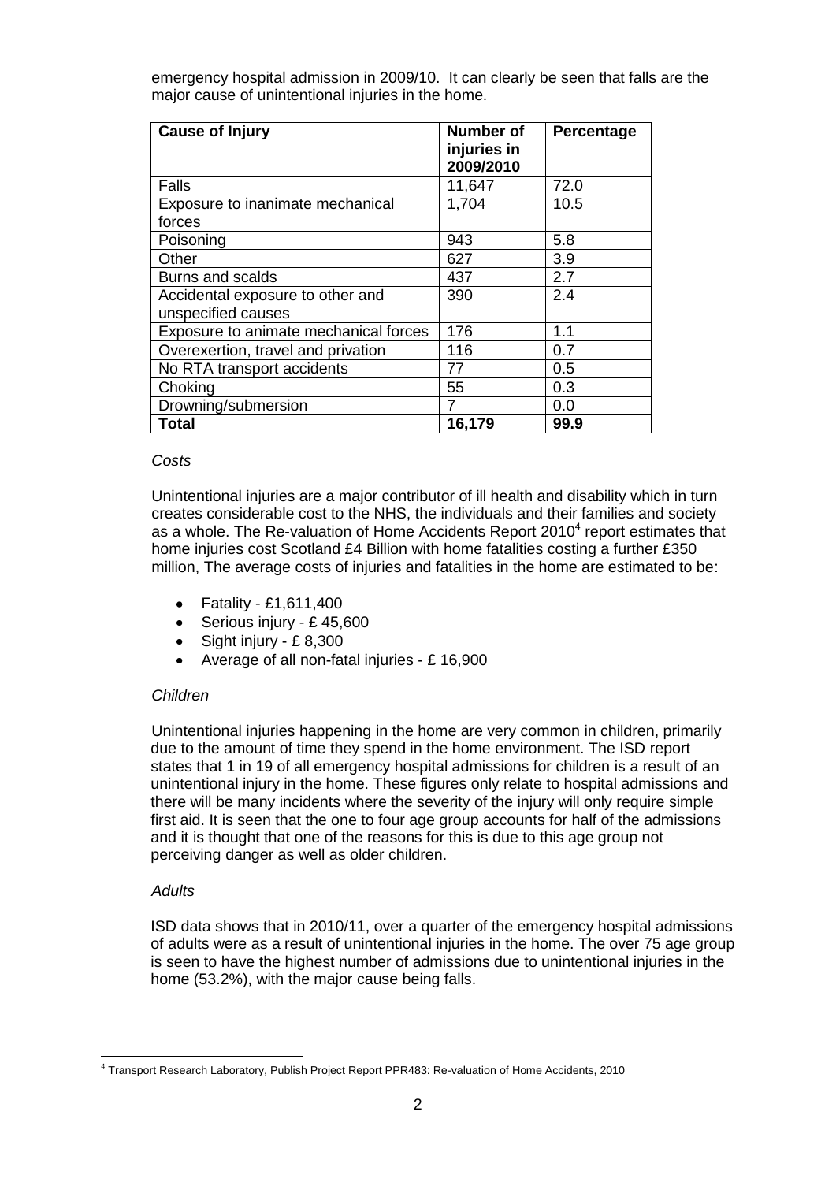emergency hospital admission in 2009/10. It can clearly be seen that falls are the major cause of unintentional injuries in the home.

| Cause of Injury | Number of injuries in 2009/2010 | Percentage |
|---|---|---|
| Falls | 11,647 | 72.0 |
| Exposure to inanimate mechanical forces | 1,704 | 10.5 |
| Poisoning | 943 | 5.8 |
| Other | 627 | 3.9 |
| Burns and scalds | 437 | 2.7 |
| Accidental exposure to other and unspecified causes | 390 | 2.4 |
| Exposure to animate mechanical forces | 176 | 1.1 |
| Overexertion, travel and privation | 116 | 0.7 |
| No RTA transport accidents | 77 | 0.5 |
| Choking | 55 | 0.3 |
| Drowning/submersion | 7 | 0.0 |
| **Total** | **16,179** | **99.9** |

*Costs*

Unintentional injuries are a major contributor of ill health and disability which in turn creates considerable cost to the NHS, the individuals and their families and society as a whole. The Re-valuation of Home Accidents Report 2010[4] report estimates that home injuries cost Scotland £4 Billion with home fatalities costing a further £350 million, The average costs of injuries and fatalities in the home are estimated to be:

- Fatality - £1,611,400
- Serious injury - £ 45,600
- Sight injury - £ 8,300
- Average of all non-fatal injuries - £ 16,900

*Children*

Unintentional injuries happening in the home are very common in children, primarily due to the amount of time they spend in the home environment. The ISD report states that 1 in 19 of all emergency hospital admissions for children is a result of an unintentional injury in the home. These figures only relate to hospital admissions and there will be many incidents where the severity of the injury will only require simple first aid. It is seen that the one to four age group accounts for half of the admissions and it is thought that one of the reasons for this is due to this age group not perceiving danger as well as older children.

*Adults*

ISD data shows that in 2010/11, over a quarter of the emergency hospital admissions of adults were as a result of unintentional injuries in the home. The over 75 age group is seen to have the highest number of admissions due to unintentional injuries in the home (53.2%), with the major cause being falls.

[4] Transport Research Laboratory, Publish Project Report PPR483: Re-valuation of Home Accidents, 2010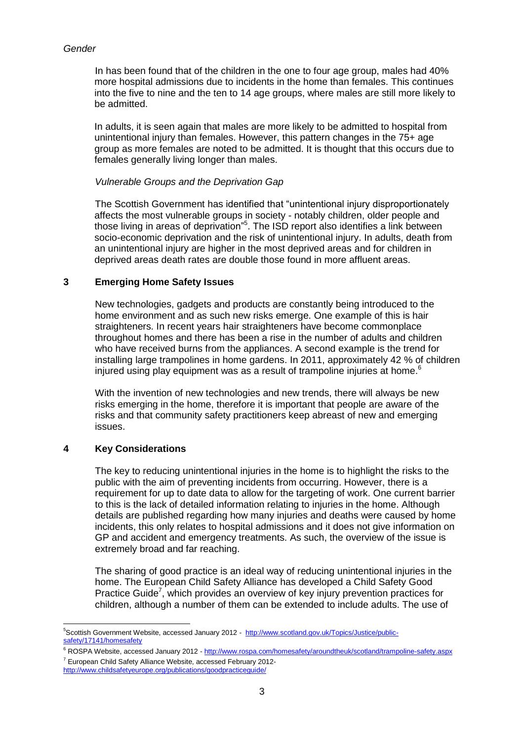*Gender*

In has been found that of the children in the one to four age group, males had 40% more hospital admissions due to incidents in the home than females. This continues into the five to nine and the ten to 14 age groups, where males are still more likely to be admitted.

In adults, it is seen again that males are more likely to be admitted to hospital from unintentional injury than females. However, this pattern changes in the 75+ age group as more females are noted to be admitted. It is thought that this occurs due to females generally living longer than males.

*Vulnerable Groups and the Deprivation Gap*

The Scottish Government has identified that "unintentional injury disproportionately affects the most vulnerable groups in society - notably children, older people and those living in areas of deprivation"[5]. The ISD report also identifies a link between socio-economic deprivation and the risk of unintentional injury. In adults, death from an unintentional injury are higher in the most deprived areas and for children in deprived areas death rates are double those found in more affluent areas.

## 3 Emerging Home Safety Issues

New technologies, gadgets and products are constantly being introduced to the home environment and as such new risks emerge. One example of this is hair straighteners. In recent years hair straighteners have become commonplace throughout homes and there has been a rise in the number of adults and children who have received burns from the appliances. A second example is the trend for installing large trampolines in home gardens. In 2011, approximately 42 % of children injured using play equipment was as a result of trampoline injuries at home.[6]

With the invention of new technologies and new trends, there will always be new risks emerging in the home, therefore it is important that people are aware of the risks and that community safety practitioners keep abreast of new and emerging issues.

## 4 Key Considerations

The key to reducing unintentional injuries in the home is to highlight the risks to the public with the aim of preventing incidents from occurring. However, there is a requirement for up to date data to allow for the targeting of work. One current barrier to this is the lack of detailed information relating to injuries in the home. Although details are published regarding how many injuries and deaths were caused by home incidents, this only relates to hospital admissions and it does not give information on GP and accident and emergency treatments. As such, the overview of the issue is extremely broad and far reaching.

The sharing of good practice is an ideal way of reducing unintentional injuries in the home. The European Child Safety Alliance has developed a Child Safety Good Practice Guide[7], which provides an overview of key injury prevention practices for children, although a number of them can be extended to include adults. The use of

---

[5] Scottish Government Website, accessed January 2012 - http://www.scotland.gov.uk/Topics/Justice/public-safety/17141/homesafety

[6] ROSPA Website, accessed January 2012 - http://www.rospa.com/homesafety/aroundtheuk/scotland/trampoline-safety.aspx

[7] European Child Safety Alliance Website, accessed February 2012- http://www.childsafetyeurope.org/publications/goodpracticeguide/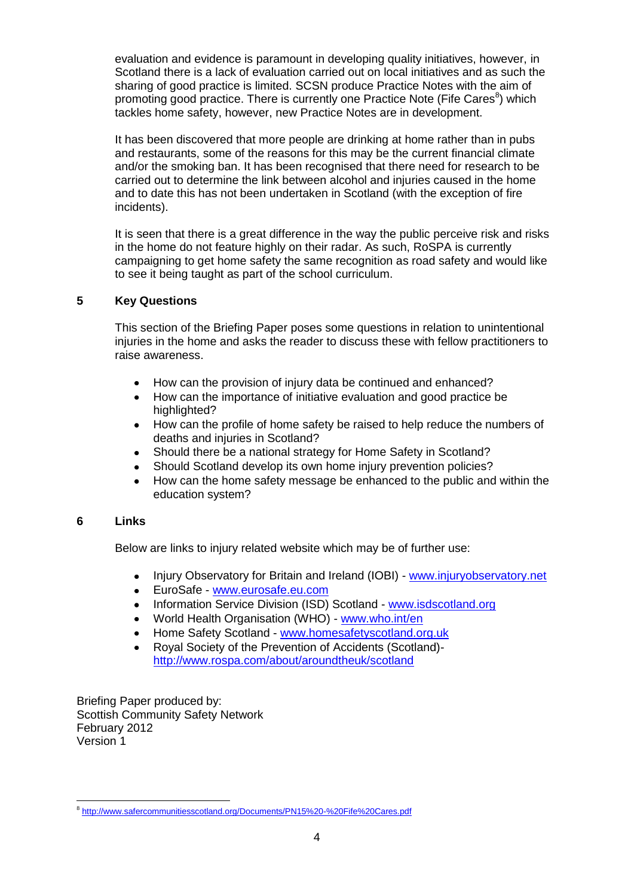evaluation and evidence is paramount in developing quality initiatives, however, in Scotland there is a lack of evaluation carried out on local initiatives and as such the sharing of good practice is limited. SCSN produce Practice Notes with the aim of promoting good practice. There is currently one Practice Note (Fife Cares[8]) which tackles home safety, however, new Practice Notes are in development.

It has been discovered that more people are drinking at home rather than in pubs and restaurants, some of the reasons for this may be the current financial climate and/or the smoking ban. It has been recognised that there need for research to be carried out to determine the link between alcohol and injuries caused in the home and to date this has not been undertaken in Scotland (with the exception of fire incidents).

It is seen that there is a great difference in the way the public perceive risk and risks in the home do not feature highly on their radar. As such, RoSPA is currently campaigning to get home safety the same recognition as road safety and would like to see it being taught as part of the school curriculum.

## 5 Key Questions

This section of the Briefing Paper poses some questions in relation to unintentional injuries in the home and asks the reader to discuss these with fellow practitioners to raise awareness.

- How can the provision of injury data be continued and enhanced?
- How can the importance of initiative evaluation and good practice be highlighted?
- How can the profile of home safety be raised to help reduce the numbers of deaths and injuries in Scotland?
- Should there be a national strategy for Home Safety in Scotland?
- Should Scotland develop its own home injury prevention policies?
- How can the home safety message be enhanced to the public and within the education system?

## 6 Links

Below are links to injury related website which may be of further use:

- Injury Observatory for Britain and Ireland (IOBI) - www.injuryobservatory.net
- EuroSafe - www.eurosafe.eu.com
- Information Service Division (ISD) Scotland - www.isdscotland.org
- World Health Organisation (WHO) - www.who.int/en
- Home Safety Scotland - www.homesafetyscotland.org.uk
- Royal Society of the Prevention of Accidents (Scotland)- http://www.rospa.com/about/aroundtheuk/scotland

Briefing Paper produced by:
Scottish Community Safety Network
February 2012
Version 1

[8] http://www.safercommunitiesscotland.org/Documents/PN15%20-%20Fife%20Cares.pdf